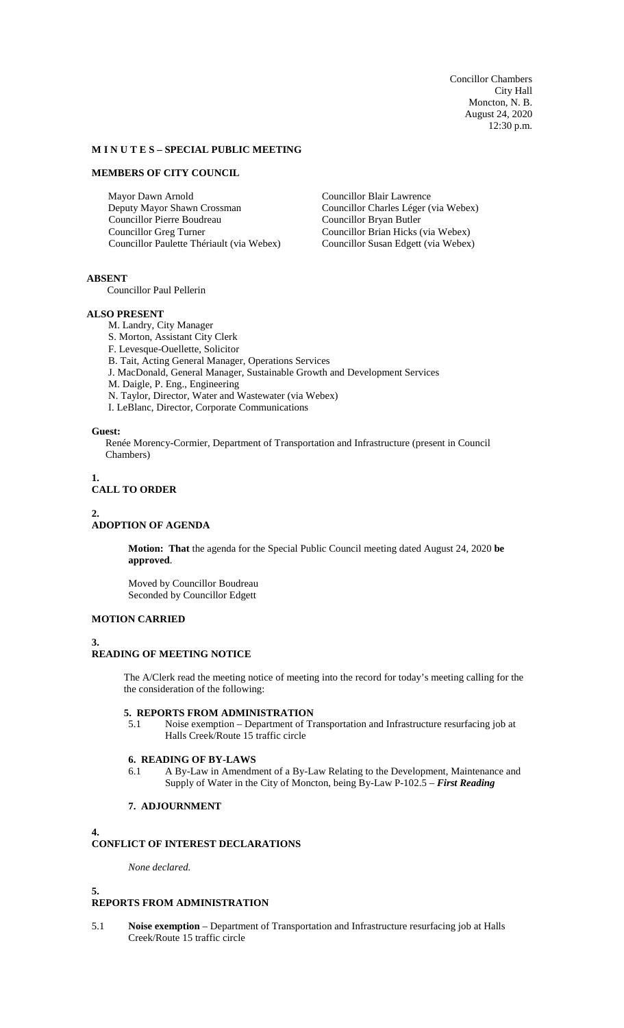Concillor Chambers
City Hall
Moncton, N. B.
August 24, 2020
12:30 p.m.

**M I N U T E S – SPECIAL PUBLIC MEETING**

**MEMBERS OF CITY COUNCIL**

Mayor Dawn Arnold
Deputy Mayor Shawn Crossman
Councillor Pierre Boudreau
Councillor Greg Turner
Councillor Paulette Thériault (via Webex)
Councillor Blair Lawrence
Councillor Charles Léger (via Webex)
Councillor Bryan Butler
Councillor Brian Hicks (via Webex)
Councillor Susan Edgett (via Webex)

**ABSENT**

Councillor Paul Pellerin

**ALSO PRESENT**

M. Landry, City Manager
S. Morton, Assistant City Clerk
F. Levesque-Ouellette, Solicitor
B. Tait, Acting General Manager, Operations Services
J. MacDonald, General Manager, Sustainable Growth and Development Services
M. Daigle, P. Eng., Engineering
N. Taylor, Director, Water and Wastewater (via Webex)
I. LeBlanc, Director, Corporate Communications

**Guest:**

Renée Morency-Cormier, Department of Transportation and Infrastructure (present in Council Chambers)

**1.**
**CALL TO ORDER**

**2.**
**ADOPTION OF AGENDA**

**Motion: That** the agenda for the Special Public Council meeting dated August 24, 2020 **be approved**.

Moved by Councillor Boudreau
Seconded by Councillor Edgett

**MOTION CARRIED**

**3.**
**READING OF MEETING NOTICE**

The A/Clerk read the meeting notice of meeting into the record for today's meeting calling for the the consideration of the following:

**5. REPORTS FROM ADMINISTRATION**

5.1 Noise exemption – Department of Transportation and Infrastructure resurfacing job at Halls Creek/Route 15 traffic circle

**6. READING OF BY-LAWS**

6.1 A By-Law in Amendment of a By-Law Relating to the Development, Maintenance and Supply of Water in the City of Moncton, being By-Law P-102.5 – ***First Reading***

**7. ADJOURNMENT**

**4.**
**CONFLICT OF INTEREST DECLARATIONS**

*None declared.*

**5.**
**REPORTS FROM ADMINISTRATION**

5.1 **Noise exemption** – Department of Transportation and Infrastructure resurfacing job at Halls Creek/Route 15 traffic circle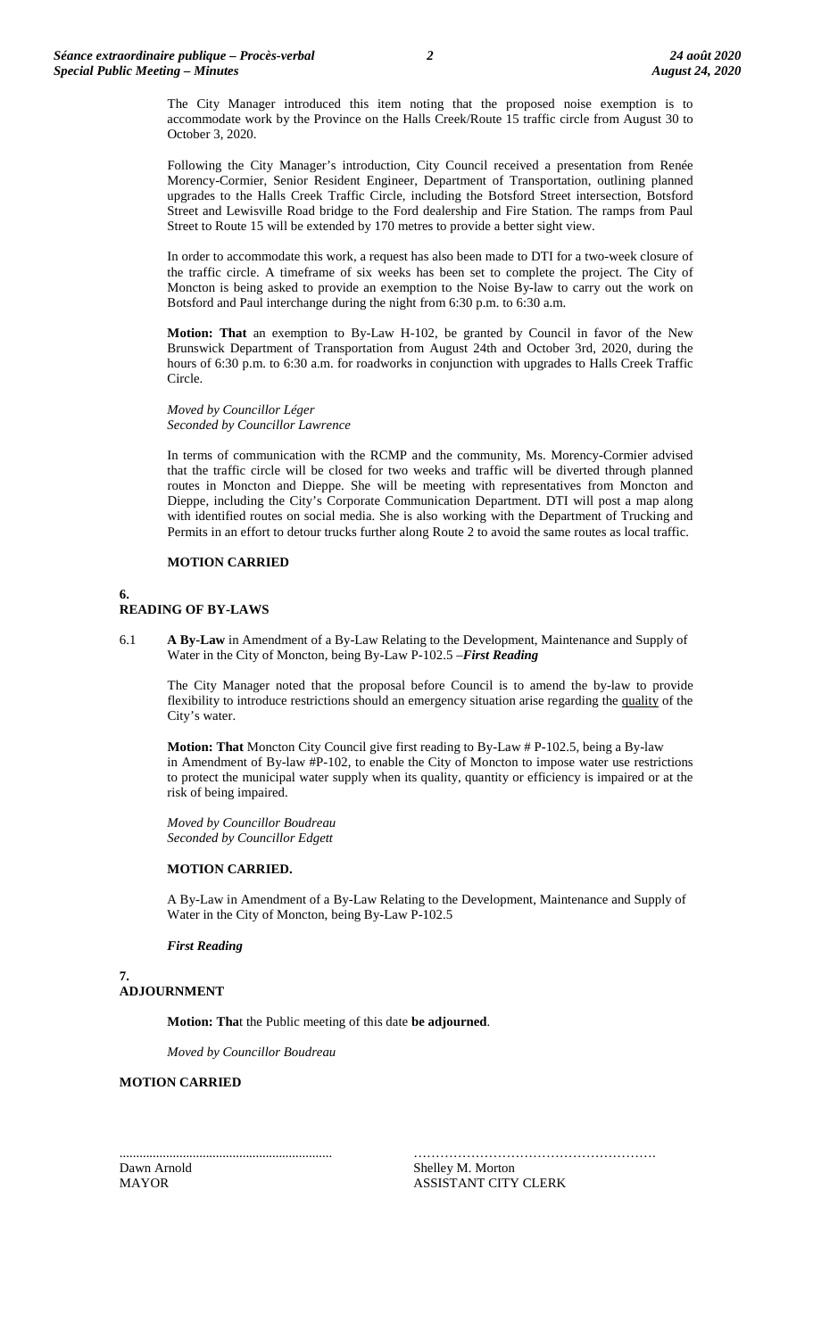The City Manager introduced this item noting that the proposed noise exemption is to accommodate work by the Province on the Halls Creek/Route 15 traffic circle from August 30 to October 3, 2020.

Following the City Manager's introduction, City Council received a presentation from Renée Morency-Cormier, Senior Resident Engineer, Department of Transportation, outlining planned upgrades to the Halls Creek Traffic Circle, including the Botsford Street intersection, Botsford Street and Lewisville Road bridge to the Ford dealership and Fire Station. The ramps from Paul Street to Route 15 will be extended by 170 metres to provide a better sight view.

In order to accommodate this work, a request has also been made to DTI for a two-week closure of the traffic circle. A timeframe of six weeks has been set to complete the project. The City of Moncton is being asked to provide an exemption to the Noise By-law to carry out the work on Botsford and Paul interchange during the night from 6:30 p.m. to 6:30 a.m.

**Motion: That** an exemption to By-Law H-102, be granted by Council in favor of the New Brunswick Department of Transportation from August 24th and October 3rd, 2020, during the hours of 6:30 p.m. to 6:30 a.m. for roadworks in conjunction with upgrades to Halls Creek Traffic Circle.

*Moved by Councillor Léger*
*Seconded by Councillor Lawrence*

In terms of communication with the RCMP and the community, Ms. Morency-Cormier advised that the traffic circle will be closed for two weeks and traffic will be diverted through planned routes in Moncton and Dieppe. She will be meeting with representatives from Moncton and Dieppe, including the City's Corporate Communication Department. DTI will post a map along with identified routes on social media. She is also working with the Department of Trucking and Permits in an effort to detour trucks further along Route 2 to avoid the same routes as local traffic.

**MOTION CARRIED**

## 6. READING OF BY-LAWS

6.1 **A By-Law** in Amendment of a By-Law Relating to the Development, Maintenance and Supply of Water in the City of Moncton, being By-Law P-102.5 –***First Reading***

The City Manager noted that the proposal before Council is to amend the by-law to provide flexibility to introduce restrictions should an emergency situation arise regarding the quality of the City's water.

**Motion: That** Moncton City Council give first reading to By-Law # P-102.5, being a By-law in Amendment of By-law #P-102, to enable the City of Moncton to impose water use restrictions to protect the municipal water supply when its quality, quantity or efficiency is impaired or at the risk of being impaired.

*Moved by Councillor Boudreau*
*Seconded by Councillor Edgett*

**MOTION CARRIED.**

A By-Law in Amendment of a By-Law Relating to the Development, Maintenance and Supply of Water in the City of Moncton, being By-Law P-102.5

***First Reading***

## 7. ADJOURNMENT

**Motion: Tha**t the Public meeting of this date **be adjourned**.

*Moved by Councillor Boudreau*

**MOTION CARRIED**

| | |
|---|---|
| ............................................................... | ………………………………………………. |
| Dawn Arnold | Shelley M. Morton |
| MAYOR | ASSISTANT CITY CLERK |